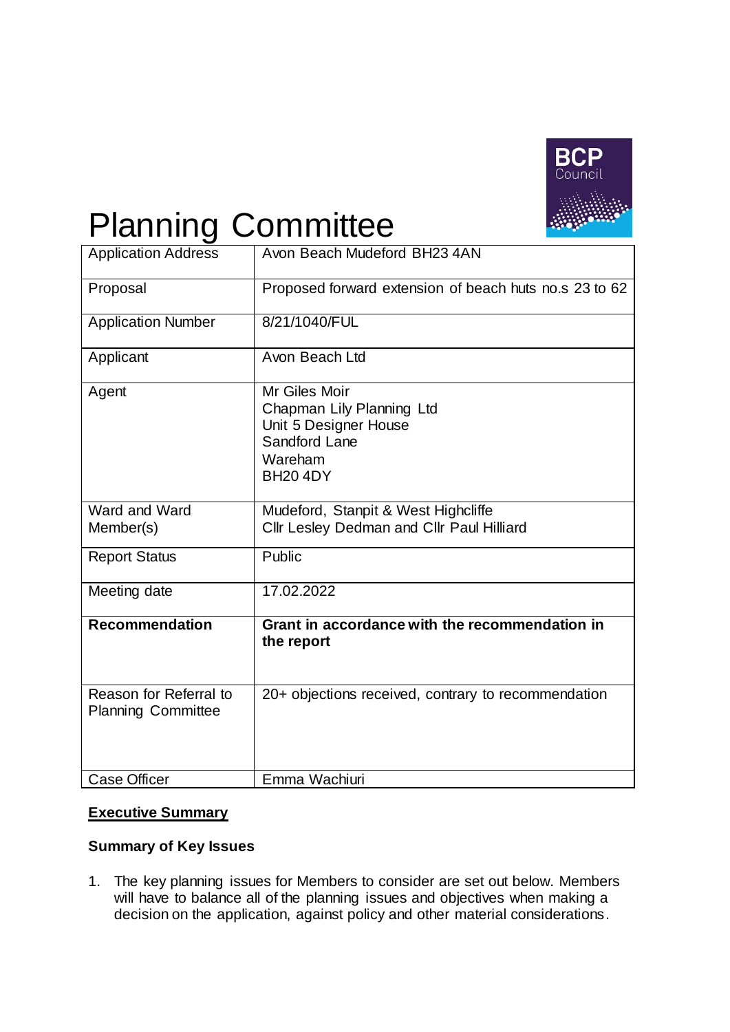# Planning Committee

| | |
|---|---|
| Application Address | Avon Beach Mudeford BH23 4AN |
| Proposal | Proposed forward extension of beach huts no.s 23 to 62 |
| Application Number | 8/21/1040/FUL |
| Applicant | Avon Beach Ltd |
| Agent | Mr Giles Moir<br>Chapman Lily Planning Ltd<br>Unit 5 Designer House<br>Sandford Lane<br>Wareham<br>BH20 4DY |
| Ward and Ward Member(s) | Mudeford, Stanpit & West Highcliffe<br>Cllr Lesley Dedman and Cllr Paul Hilliard |
| Report Status | Public |
| Meeting date | 17.02.2022 |
| **Recommendation** | **Grant in accordance with the recommendation in the report** |
| Reason for Referral to Planning Committee | 20+ objections received, contrary to recommendation |
| Case Officer | Emma Wachiuri |

## Executive Summary

### Summary of Key Issues

1. The key planning issues for Members to consider are set out below. Members will have to balance all of the planning issues and objectives when making a decision on the application, against policy and other material considerations.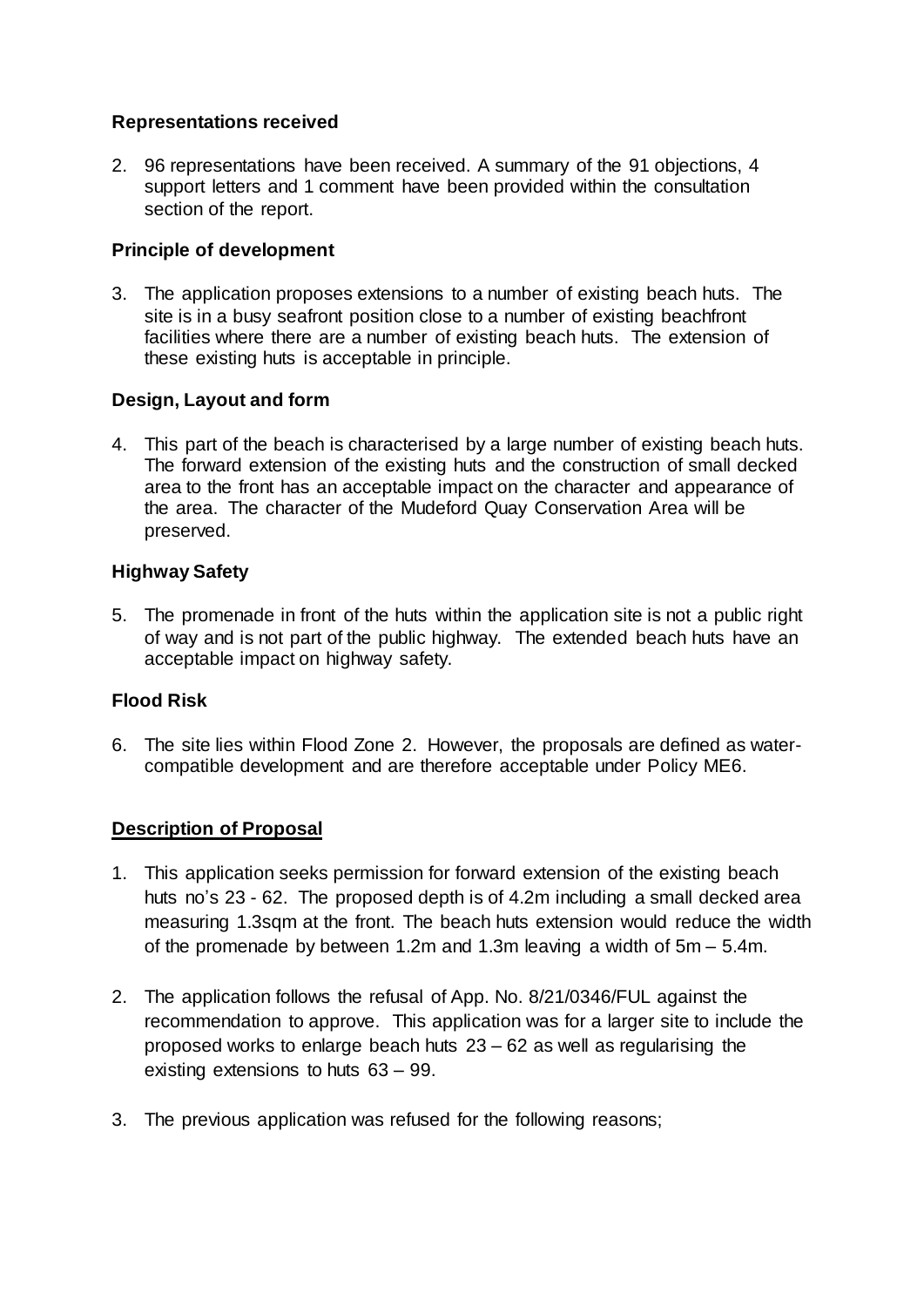### Representations received

2. 96 representations have been received. A summary of the 91 objections, 4 support letters and 1 comment have been provided within the consultation section of the report.

### Principle of development

3. The application proposes extensions to a number of existing beach huts. The site is in a busy seafront position close to a number of existing beachfront facilities where there are a number of existing beach huts. The extension of these existing huts is acceptable in principle.

### Design, Layout and form

4. This part of the beach is characterised by a large number of existing beach huts. The forward extension of the existing huts and the construction of small decked area to the front has an acceptable impact on the character and appearance of the area. The character of the Mudeford Quay Conservation Area will be preserved.

### Highway Safety

5. The promenade in front of the huts within the application site is not a public right of way and is not part of the public highway. The extended beach huts have an acceptable impact on highway safety.

### Flood Risk

6. The site lies within Flood Zone 2. However, the proposals are defined as water-compatible development and are therefore acceptable under Policy ME6.

## Description of Proposal

1. This application seeks permission for forward extension of the existing beach huts no's 23 - 62. The proposed depth is of 4.2m including a small decked area measuring 1.3sqm at the front. The beach huts extension would reduce the width of the promenade by between 1.2m and 1.3m leaving a width of 5m – 5.4m.

2. The application follows the refusal of App. No. 8/21/0346/FUL against the recommendation to approve. This application was for a larger site to include the proposed works to enlarge beach huts 23 – 62 as well as regularising the existing extensions to huts 63 – 99.

3. The previous application was refused for the following reasons;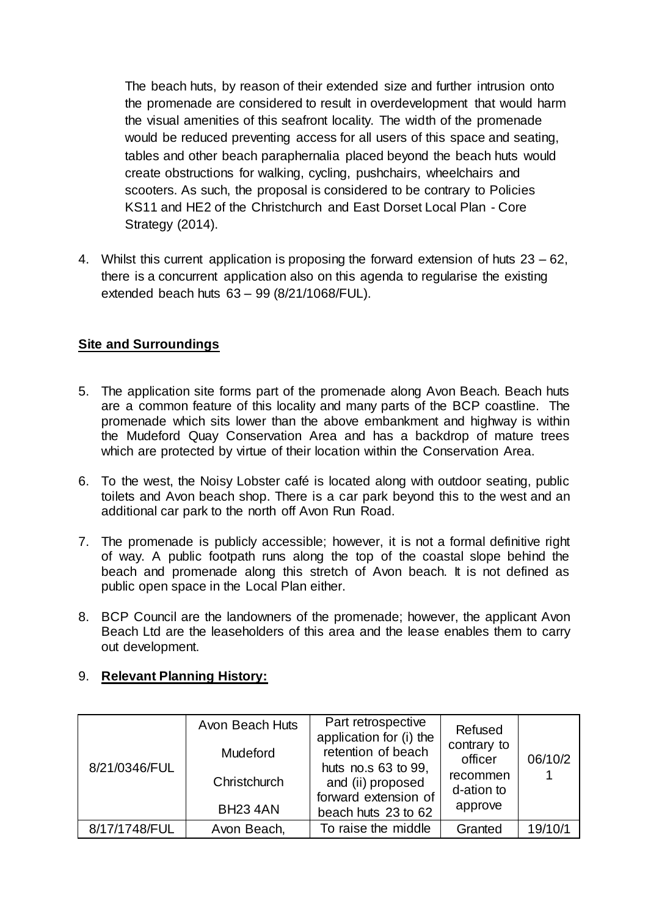The beach huts, by reason of their extended size and further intrusion onto the promenade are considered to result in overdevelopment that would harm the visual amenities of this seafront locality. The width of the promenade would be reduced preventing access for all users of this space and seating, tables and other beach paraphernalia placed beyond the beach huts would create obstructions for walking, cycling, pushchairs, wheelchairs and scooters. As such, the proposal is considered to be contrary to Policies KS11 and HE2 of the Christchurch and East Dorset Local Plan - Core Strategy (2014).

4. Whilst this current application is proposing the forward extension of huts 23 – 62, there is a concurrent application also on this agenda to regularise the existing extended beach huts 63 – 99 (8/21/1068/FUL).

## Site and Surroundings

5. The application site forms part of the promenade along Avon Beach. Beach huts are a common feature of this locality and many parts of the BCP coastline. The promenade which sits lower than the above embankment and highway is within the Mudeford Quay Conservation Area and has a backdrop of mature trees which are protected by virtue of their location within the Conservation Area.

6. To the west, the Noisy Lobster café is located along with outdoor seating, public toilets and Avon beach shop. There is a car park beyond this to the west and an additional car park to the north off Avon Run Road.

7. The promenade is publicly accessible; however, it is not a formal definitive right of way. A public footpath runs along the top of the coastal slope behind the beach and promenade along this stretch of Avon beach. It is not defined as public open space in the Local Plan either.

8. BCP Council are the landowners of the promenade; however, the applicant Avon Beach Ltd are the leaseholders of this area and the lease enables them to carry out development.

9. **Relevant Planning History:**

| | | | | |
|---|---|---|---|---|
| 8/21/0346/FUL | Avon Beach Huts<br><br>Mudeford<br><br>Christchurch<br><br>BH23 4AN | Part retrospective application for (i) the retention of beach huts no.s 63 to 99, and (ii) proposed forward extension of beach huts 23 to 62 | Refused contrary to officer recommend-ation to approve | 06/10/21 |
| 8/17/1748/FUL | Avon Beach, | To raise the middle | Granted | 19/10/1 |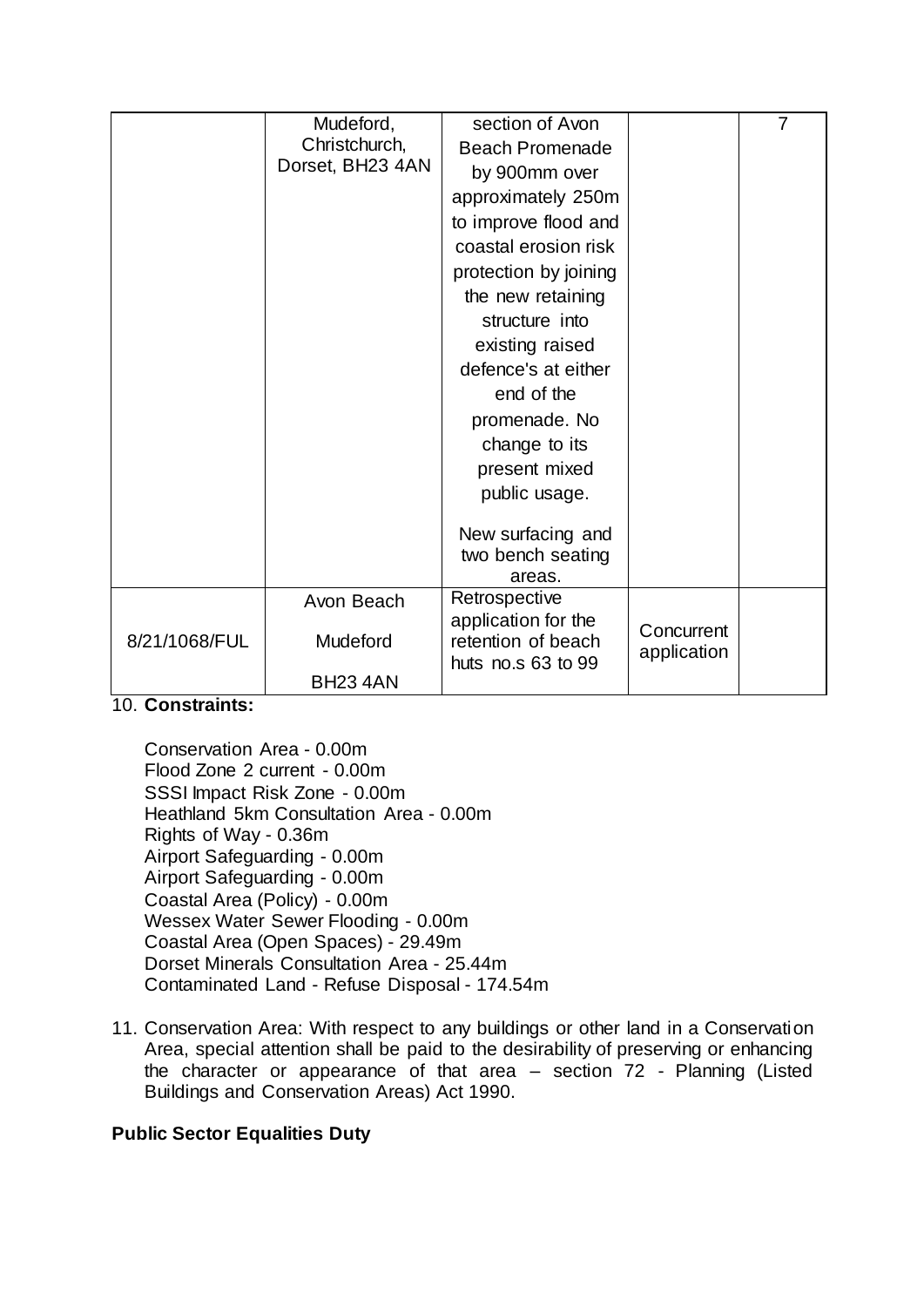|  | Mudeford, Christchurch, Dorset, BH23 4AN | section of Avon Beach Promenade by 900mm over approximately 250m to improve flood and coastal erosion risk protection by joining the new retaining structure into existing raised defence's at either end of the promenade. No change to its present mixed public usage.<br><br>New surfacing and two bench seating areas. |  | 7 |
|---|---|---|---|---|
| 8/21/1068/FUL | Avon Beach<br><br>Mudeford<br><br>BH23 4AN | Retrospective application for the retention of beach huts no.s 63 to 99 | Concurrent application |  |

10. **Constraints:**

    Conservation Area - 0.00m
    Flood Zone 2 current - 0.00m
    SSSI Impact Risk Zone - 0.00m
    Heathland 5km Consultation Area - 0.00m
    Rights of Way - 0.36m
    Airport Safeguarding - 0.00m
    Airport Safeguarding - 0.00m
    Coastal Area (Policy) - 0.00m
    Wessex Water Sewer Flooding - 0.00m
    Coastal Area (Open Spaces) - 29.49m
    Dorset Minerals Consultation Area - 25.44m
    Contaminated Land - Refuse Disposal - 174.54m

11. Conservation Area: With respect to any buildings or other land in a Conservation Area, special attention shall be paid to the desirability of preserving or enhancing the character or appearance of that area – section 72 - Planning (Listed Buildings and Conservation Areas) Act 1990.

**Public Sector Equalities Duty**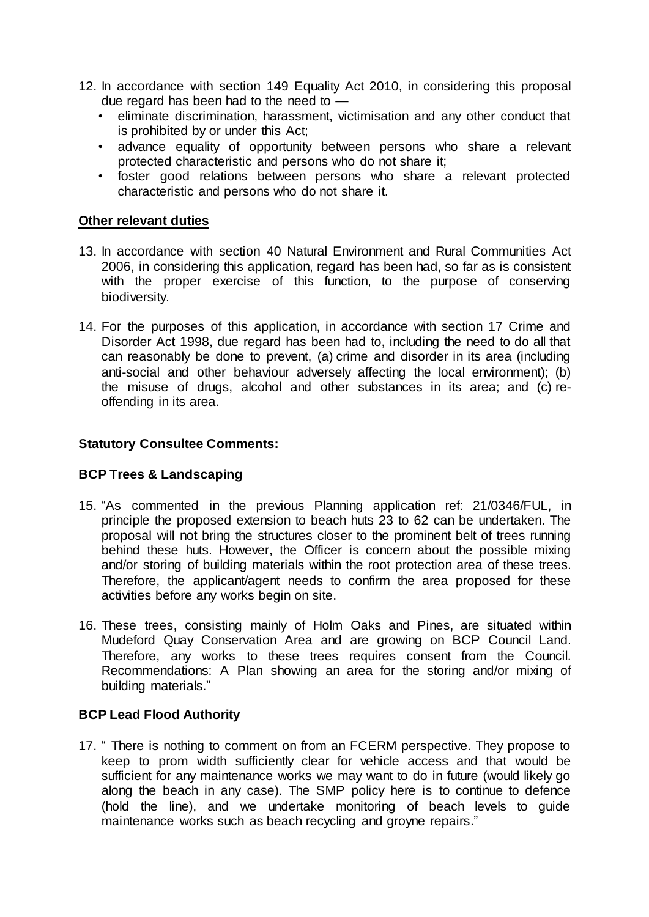12. In accordance with section 149 Equality Act 2010, in considering this proposal due regard has been had to the need to —
    - eliminate discrimination, harassment, victimisation and any other conduct that is prohibited by or under this Act;
    - advance equality of opportunity between persons who share a relevant protected characteristic and persons who do not share it;
    - foster good relations between persons who share a relevant protected characteristic and persons who do not share it.

**Other relevant duties**

13. In accordance with section 40 Natural Environment and Rural Communities Act 2006, in considering this application, regard has been had, so far as is consistent with the proper exercise of this function, to the purpose of conserving biodiversity.

14. For the purposes of this application, in accordance with section 17 Crime and Disorder Act 1998, due regard has been had to, including the need to do all that can reasonably be done to prevent, (a) crime and disorder in its area (including anti-social and other behaviour adversely affecting the local environment); (b) the misuse of drugs, alcohol and other substances in its area; and (c) re-offending in its area.

**Statutory Consultee Comments:**

**BCP Trees & Landscaping**

15. "As commented in the previous Planning application ref: 21/0346/FUL, in principle the proposed extension to beach huts 23 to 62 can be undertaken. The proposal will not bring the structures closer to the prominent belt of trees running behind these huts. However, the Officer is concern about the possible mixing and/or storing of building materials within the root protection area of these trees. Therefore, the applicant/agent needs to confirm the area proposed for these activities before any works begin on site.

16. These trees, consisting mainly of Holm Oaks and Pines, are situated within Mudeford Quay Conservation Area and are growing on BCP Council Land. Therefore, any works to these trees requires consent from the Council. Recommendations: A Plan showing an area for the storing and/or mixing of building materials."

**BCP Lead Flood Authority**

17. " There is nothing to comment on from an FCERM perspective. They propose to keep to prom width sufficiently clear for vehicle access and that would be sufficient for any maintenance works we may want to do in future (would likely go along the beach in any case). The SMP policy here is to continue to defence (hold the line), and we undertake monitoring of beach levels to guide maintenance works such as beach recycling and groyne repairs."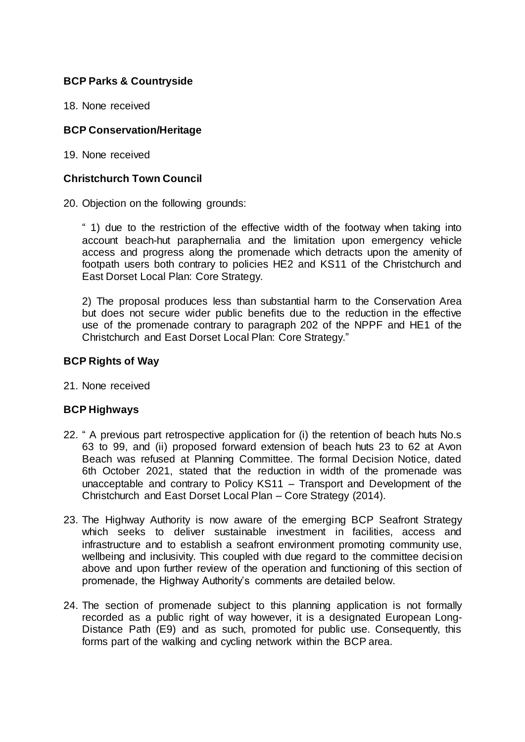**BCP Parks & Countryside**

18. None received

**BCP Conservation/Heritage**

19. None received

**Christchurch Town Council**

20. Objection on the following grounds:

    " 1) due to the restriction of the effective width of the footway when taking into account beach-hut paraphernalia and the limitation upon emergency vehicle access and progress along the promenade which detracts upon the amenity of footpath users both contrary to policies HE2 and KS11 of the Christchurch and East Dorset Local Plan: Core Strategy.

    2) The proposal produces less than substantial harm to the Conservation Area but does not secure wider public benefits due to the reduction in the effective use of the promenade contrary to paragraph 202 of the NPPF and HE1 of the Christchurch and East Dorset Local Plan: Core Strategy."

**BCP Rights of Way**

21. None received

**BCP Highways**

22. " A previous part retrospective application for (i) the retention of beach huts No.s 63 to 99, and (ii) proposed forward extension of beach huts 23 to 62 at Avon Beach was refused at Planning Committee. The formal Decision Notice, dated 6th October 2021, stated that the reduction in width of the promenade was unacceptable and contrary to Policy KS11 – Transport and Development of the Christchurch and East Dorset Local Plan – Core Strategy (2014).

23. The Highway Authority is now aware of the emerging BCP Seafront Strategy which seeks to deliver sustainable investment in facilities, access and infrastructure and to establish a seafront environment promoting community use, wellbeing and inclusivity. This coupled with due regard to the committee decision above and upon further review of the operation and functioning of this section of promenade, the Highway Authority's comments are detailed below.

24. The section of promenade subject to this planning application is not formally recorded as a public right of way however, it is a designated European Long-Distance Path (E9) and as such, promoted for public use. Consequently, this forms part of the walking and cycling network within the BCP area.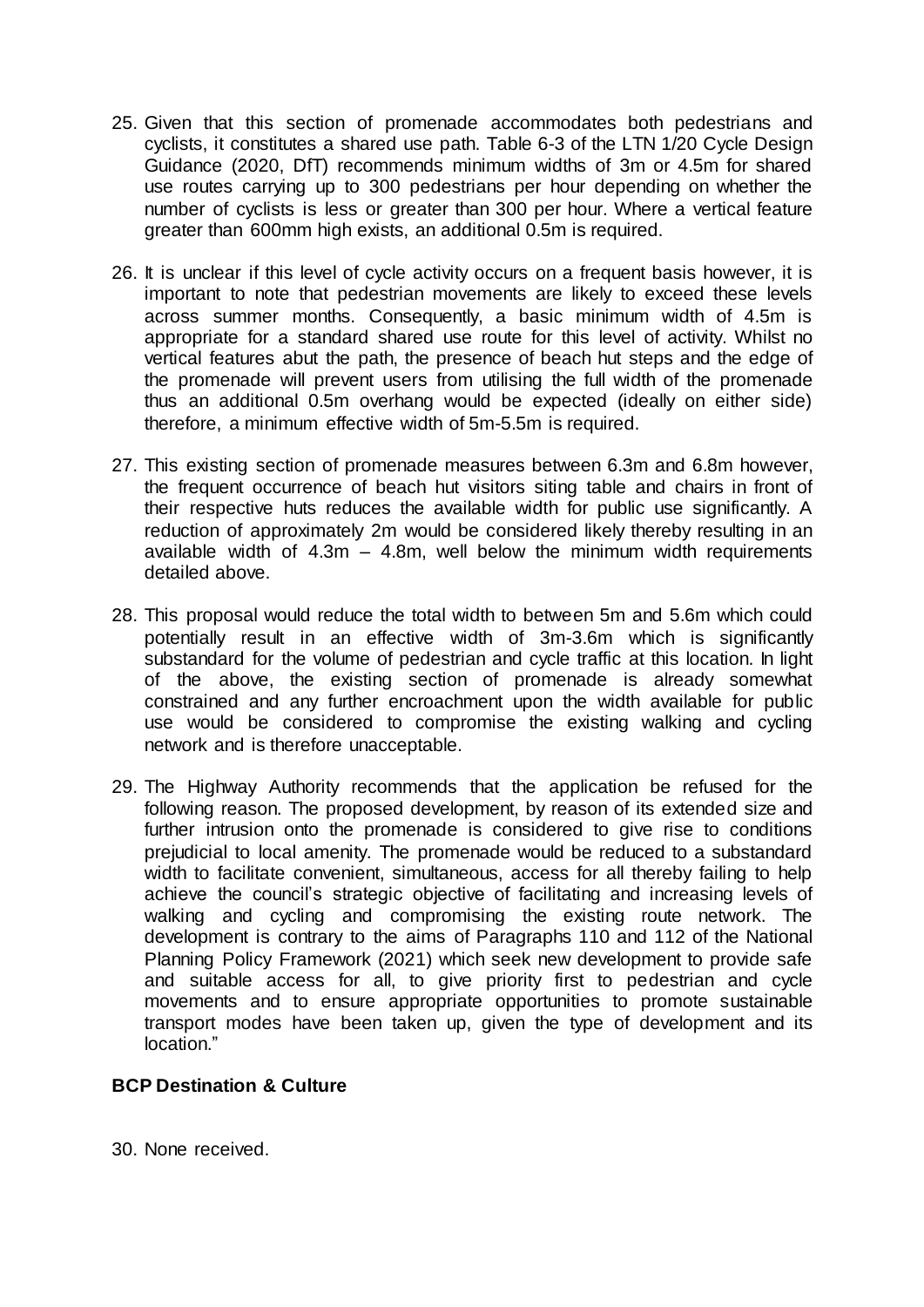25. Given that this section of promenade accommodates both pedestrians and cyclists, it constitutes a shared use path. Table 6-3 of the LTN 1/20 Cycle Design Guidance (2020, DfT) recommends minimum widths of 3m or 4.5m for shared use routes carrying up to 300 pedestrians per hour depending on whether the number of cyclists is less or greater than 300 per hour. Where a vertical feature greater than 600mm high exists, an additional 0.5m is required.

26. It is unclear if this level of cycle activity occurs on a frequent basis however, it is important to note that pedestrian movements are likely to exceed these levels across summer months. Consequently, a basic minimum width of 4.5m is appropriate for a standard shared use route for this level of activity. Whilst no vertical features abut the path, the presence of beach hut steps and the edge of the promenade will prevent users from utilising the full width of the promenade thus an additional 0.5m overhang would be expected (ideally on either side) therefore, a minimum effective width of 5m-5.5m is required.

27. This existing section of promenade measures between 6.3m and 6.8m however, the frequent occurrence of beach hut visitors siting table and chairs in front of their respective huts reduces the available width for public use significantly. A reduction of approximately 2m would be considered likely thereby resulting in an available width of 4.3m – 4.8m, well below the minimum width requirements detailed above.

28. This proposal would reduce the total width to between 5m and 5.6m which could potentially result in an effective width of 3m-3.6m which is significantly substandard for the volume of pedestrian and cycle traffic at this location. In light of the above, the existing section of promenade is already somewhat constrained and any further encroachment upon the width available for public use would be considered to compromise the existing walking and cycling network and is therefore unacceptable.

29. The Highway Authority recommends that the application be refused for the following reason. The proposed development, by reason of its extended size and further intrusion onto the promenade is considered to give rise to conditions prejudicial to local amenity. The promenade would be reduced to a substandard width to facilitate convenient, simultaneous, access for all thereby failing to help achieve the council's strategic objective of facilitating and increasing levels of walking and cycling and compromising the existing route network. The development is contrary to the aims of Paragraphs 110 and 112 of the National Planning Policy Framework (2021) which seek new development to provide safe and suitable access for all, to give priority first to pedestrian and cycle movements and to ensure appropriate opportunities to promote sustainable transport modes have been taken up, given the type of development and its location."

**BCP Destination & Culture**

30. None received.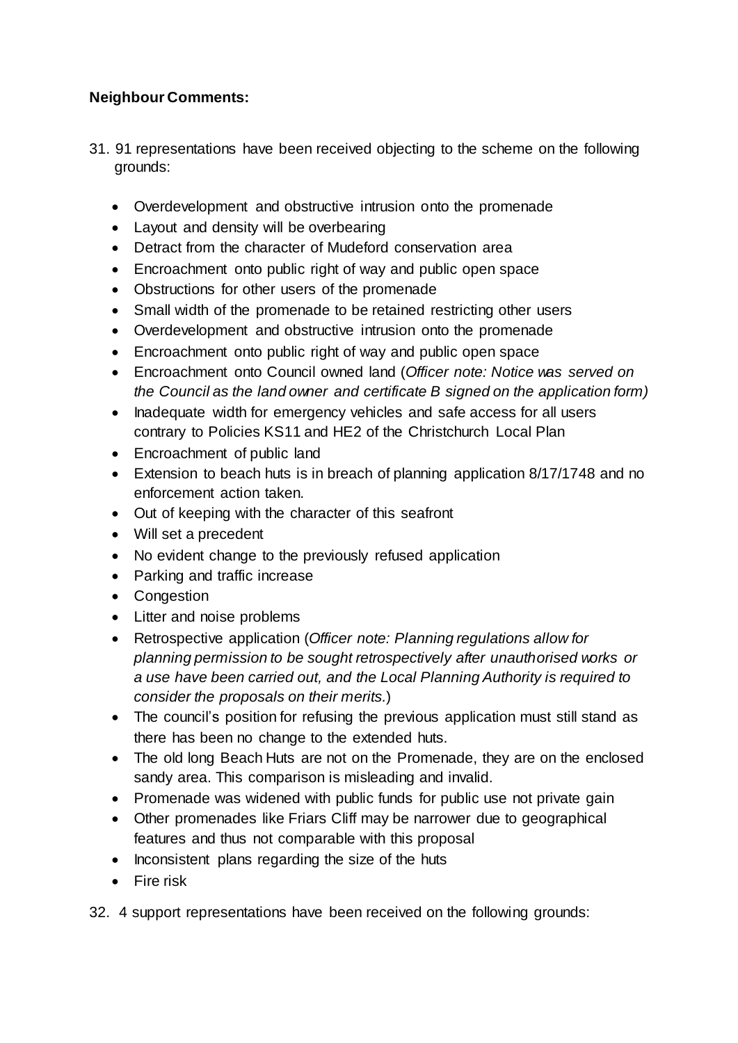**Neighbour Comments:**

31. 91 representations have been received objecting to the scheme on the following grounds:

    - Overdevelopment and obstructive intrusion onto the promenade
    - Layout and density will be overbearing
    - Detract from the character of Mudeford conservation area
    - Encroachment onto public right of way and public open space
    - Obstructions for other users of the promenade
    - Small width of the promenade to be retained restricting other users
    - Overdevelopment and obstructive intrusion onto the promenade
    - Encroachment onto public right of way and public open space
    - Encroachment onto Council owned land (*Officer note: Notice was served on the Council as the land owner and certificate B signed on the application form)*
    - Inadequate width for emergency vehicles and safe access for all users contrary to Policies KS11 and HE2 of the Christchurch Local Plan
    - Encroachment of public land
    - Extension to beach huts is in breach of planning application 8/17/1748 and no enforcement action taken.
    - Out of keeping with the character of this seafront
    - Will set a precedent
    - No evident change to the previously refused application
    - Parking and traffic increase
    - Congestion
    - Litter and noise problems
    - Retrospective application (*Officer note: Planning regulations allow for planning permission to be sought retrospectively after unauthorised works or a use have been carried out, and the Local Planning Authority is required to consider the proposals on their merits.*)
    - The council's position for refusing the previous application must still stand as there has been no change to the extended huts.
    - The old long Beach Huts are not on the Promenade, they are on the enclosed sandy area. This comparison is misleading and invalid.
    - Promenade was widened with public funds for public use not private gain
    - Other promenades like Friars Cliff may be narrower due to geographical features and thus not comparable with this proposal
    - Inconsistent plans regarding the size of the huts
    - Fire risk

32. 4 support representations have been received on the following grounds: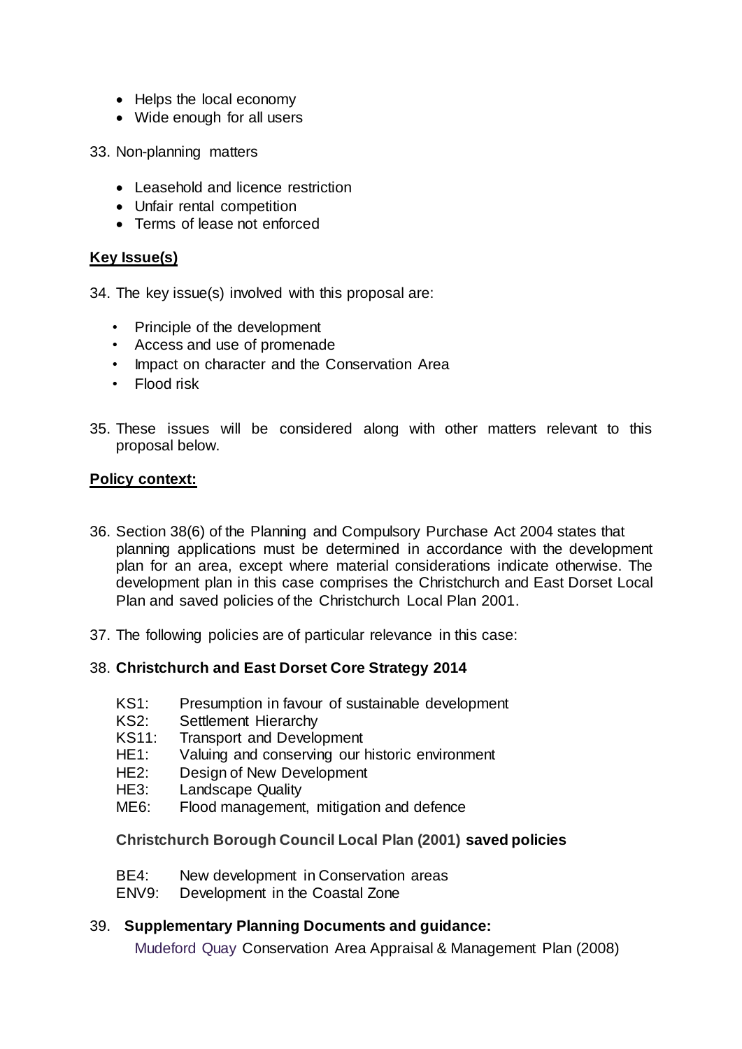- Helps the local economy
- Wide enough for all users

33. Non-planning matters

- Leasehold and licence restriction
- Unfair rental competition
- Terms of lease not enforced

**Key Issue(s)**

34. The key issue(s) involved with this proposal are:

- Principle of the development
- Access and use of promenade
- Impact on character and the Conservation Area
- Flood risk

35. These issues will be considered along with other matters relevant to this proposal below.

**Policy context:**

36. Section 38(6) of the Planning and Compulsory Purchase Act 2004 states that planning applications must be determined in accordance with the development plan for an area, except where material considerations indicate otherwise. The development plan in this case comprises the Christchurch and East Dorset Local Plan and saved policies of the Christchurch Local Plan 2001.

37. The following policies are of particular relevance in this case:

38. **Christchurch and East Dorset Core Strategy 2014**

KS1: Presumption in favour of sustainable development
KS2: Settlement Hierarchy
KS11: Transport and Development
HE1: Valuing and conserving our historic environment
HE2: Design of New Development
HE3: Landscape Quality
ME6: Flood management, mitigation and defence

**Christchurch Borough Council Local Plan (2001) saved policies**

BE4: New development in Conservation areas
ENV9: Development in the Coastal Zone

39. **Supplementary Planning Documents and guidance:**

Mudeford Quay Conservation Area Appraisal & Management Plan (2008)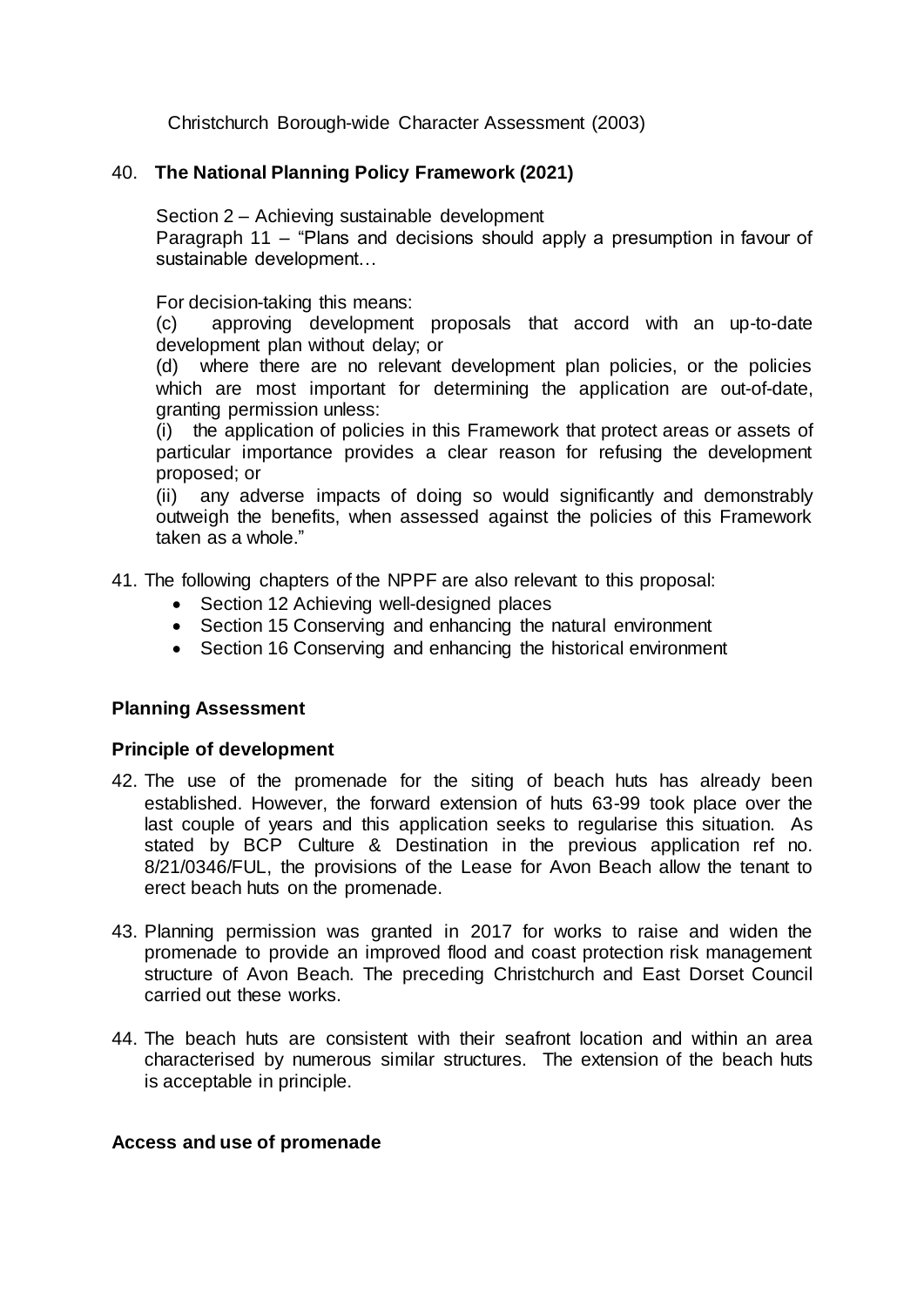Christchurch Borough-wide Character Assessment (2003)

40. **The National Planning Policy Framework (2021)**

Section 2 – Achieving sustainable development
Paragraph 11 – "Plans and decisions should apply a presumption in favour of sustainable development…

For decision-taking this means:
(c) approving development proposals that accord with an up-to-date development plan without delay; or
(d) where there are no relevant development plan policies, or the policies which are most important for determining the application are out-of-date, granting permission unless:
(i) the application of policies in this Framework that protect areas or assets of particular importance provides a clear reason for refusing the development proposed; or
(ii) any adverse impacts of doing so would significantly and demonstrably outweigh the benefits, when assessed against the policies of this Framework taken as a whole."

41. The following chapters of the NPPF are also relevant to this proposal:
    - Section 12 Achieving well-designed places
    - Section 15 Conserving and enhancing the natural environment
    - Section 16 Conserving and enhancing the historical environment

**Planning Assessment**

**Principle of development**

42. The use of the promenade for the siting of beach huts has already been established. However, the forward extension of huts 63-99 took place over the last couple of years and this application seeks to regularise this situation. As stated by BCP Culture & Destination in the previous application ref no. 8/21/0346/FUL, the provisions of the Lease for Avon Beach allow the tenant to erect beach huts on the promenade.

43. Planning permission was granted in 2017 for works to raise and widen the promenade to provide an improved flood and coast protection risk management structure of Avon Beach. The preceding Christchurch and East Dorset Council carried out these works.

44. The beach huts are consistent with their seafront location and within an area characterised by numerous similar structures. The extension of the beach huts is acceptable in principle.

**Access and use of promenade**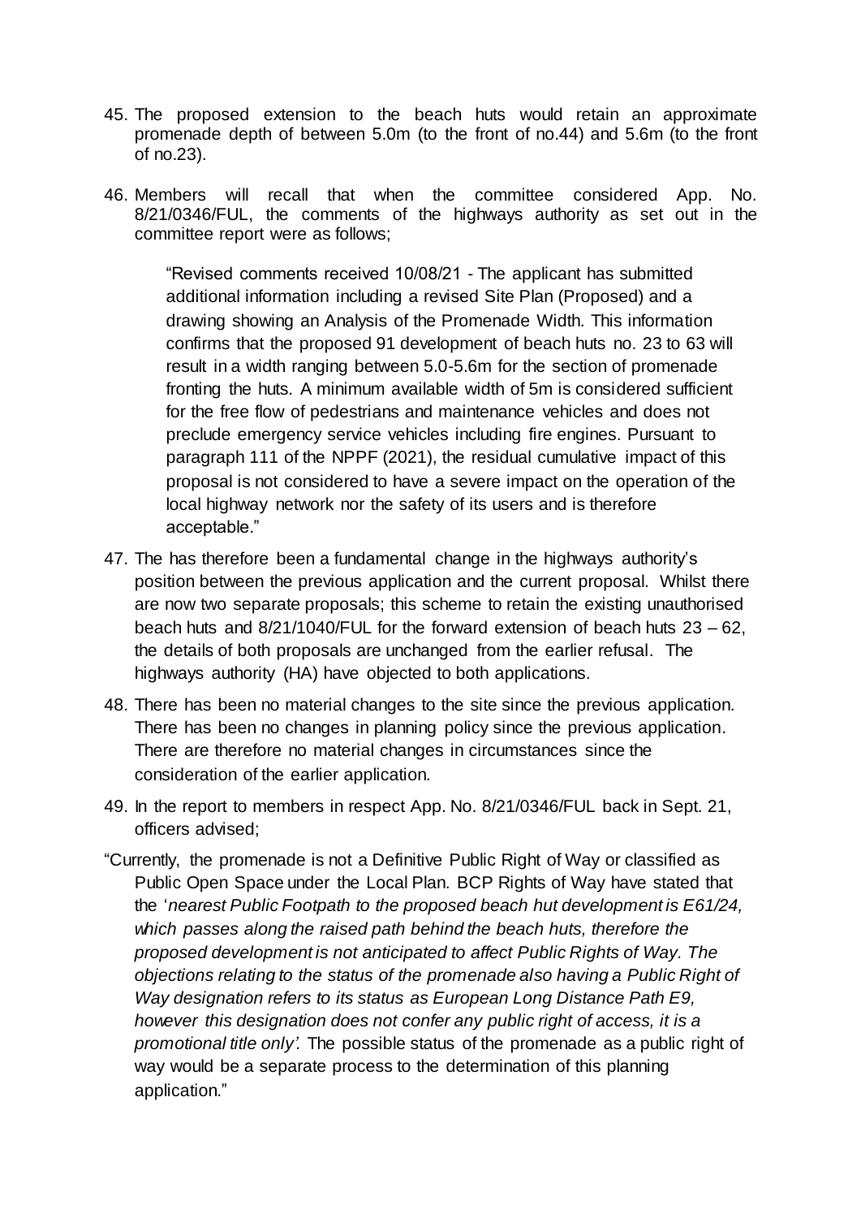45. The proposed extension to the beach huts would retain an approximate promenade depth of between 5.0m (to the front of no.44) and 5.6m (to the front of no.23).

46. Members will recall that when the committee considered App. No. 8/21/0346/FUL, the comments of the highways authority as set out in the committee report were as follows;

    "Revised comments received 10/08/21 - The applicant has submitted additional information including a revised Site Plan (Proposed) and a drawing showing an Analysis of the Promenade Width. This information confirms that the proposed 91 development of beach huts no. 23 to 63 will result in a width ranging between 5.0-5.6m for the section of promenade fronting the huts. A minimum available width of 5m is considered sufficient for the free flow of pedestrians and maintenance vehicles and does not preclude emergency service vehicles including fire engines. Pursuant to paragraph 111 of the NPPF (2021), the residual cumulative impact of this proposal is not considered to have a severe impact on the operation of the local highway network nor the safety of its users and is therefore acceptable."

47. The has therefore been a fundamental change in the highways authority's position between the previous application and the current proposal. Whilst there are now two separate proposals; this scheme to retain the existing unauthorised beach huts and 8/21/1040/FUL for the forward extension of beach huts 23 – 62, the details of both proposals are unchanged from the earlier refusal. The highways authority (HA) have objected to both applications.

48. There has been no material changes to the site since the previous application. There has been no changes in planning policy since the previous application. There are therefore no material changes in circumstances since the consideration of the earlier application.

49. In the report to members in respect App. No. 8/21/0346/FUL back in Sept. 21, officers advised;

"Currently, the promenade is not a Definitive Public Right of Way or classified as Public Open Space under the Local Plan. BCP Rights of Way have stated that the '*nearest Public Footpath to the proposed beach hut development is E61/24, which passes along the raised path behind the beach huts, therefore the proposed development is not anticipated to affect Public Rights of Way. The objections relating to the status of the promenade also having a Public Right of Way designation refers to its status as European Long Distance Path E9, however this designation does not confer any public right of access, it is a promotional title only'.* The possible status of the promenade as a public right of way would be a separate process to the determination of this planning application."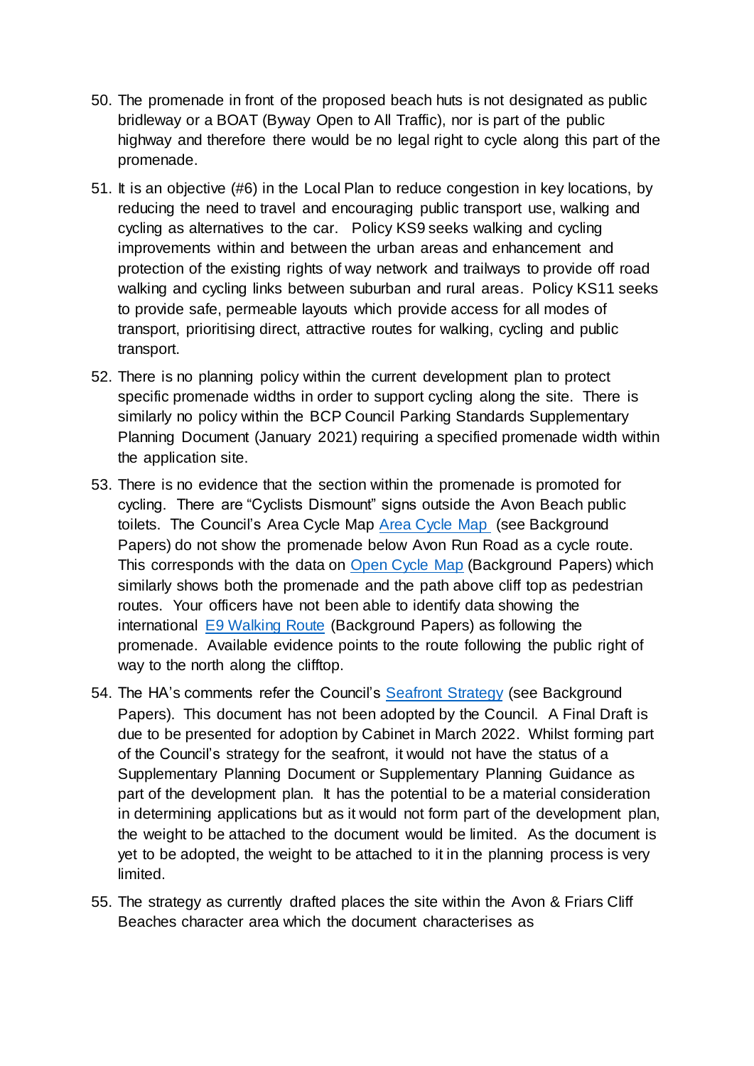50. The promenade in front of the proposed beach huts is not designated as public bridleway or a BOAT (Byway Open to All Traffic), nor is part of the public highway and therefore there would be no legal right to cycle along this part of the promenade.

51. It is an objective (#6) in the Local Plan to reduce congestion in key locations, by reducing the need to travel and encouraging public transport use, walking and cycling as alternatives to the car. Policy KS9 seeks walking and cycling improvements within and between the urban areas and enhancement and protection of the existing rights of way network and trailways to provide off road walking and cycling links between suburban and rural areas. Policy KS11 seeks to provide safe, permeable layouts which provide access for all modes of transport, prioritising direct, attractive routes for walking, cycling and public transport.

52. There is no planning policy within the current development plan to protect specific promenade widths in order to support cycling along the site. There is similarly no policy within the BCP Council Parking Standards Supplementary Planning Document (January 2021) requiring a specified promenade width within the application site.

53. There is no evidence that the section within the promenade is promoted for cycling. There are "Cyclists Dismount" signs outside the Avon Beach public toilets. The Council's Area Cycle Map Area Cycle Map (see Background Papers) do not show the promenade below Avon Run Road as a cycle route. This corresponds with the data on Open Cycle Map (Background Papers) which similarly shows both the promenade and the path above cliff top as pedestrian routes. Your officers have not been able to identify data showing the international E9 Walking Route (Background Papers) as following the promenade. Available evidence points to the route following the public right of way to the north along the clifftop.

54. The HA's comments refer the Council's Seafront Strategy (see Background Papers). This document has not been adopted by the Council. A Final Draft is due to be presented for adoption by Cabinet in March 2022. Whilst forming part of the Council's strategy for the seafront, it would not have the status of a Supplementary Planning Document or Supplementary Planning Guidance as part of the development plan. It has the potential to be a material consideration in determining applications but as it would not form part of the development plan, the weight to be attached to the document would be limited. As the document is yet to be adopted, the weight to be attached to it in the planning process is very limited.

55. The strategy as currently drafted places the site within the Avon & Friars Cliff Beaches character area which the document characterises as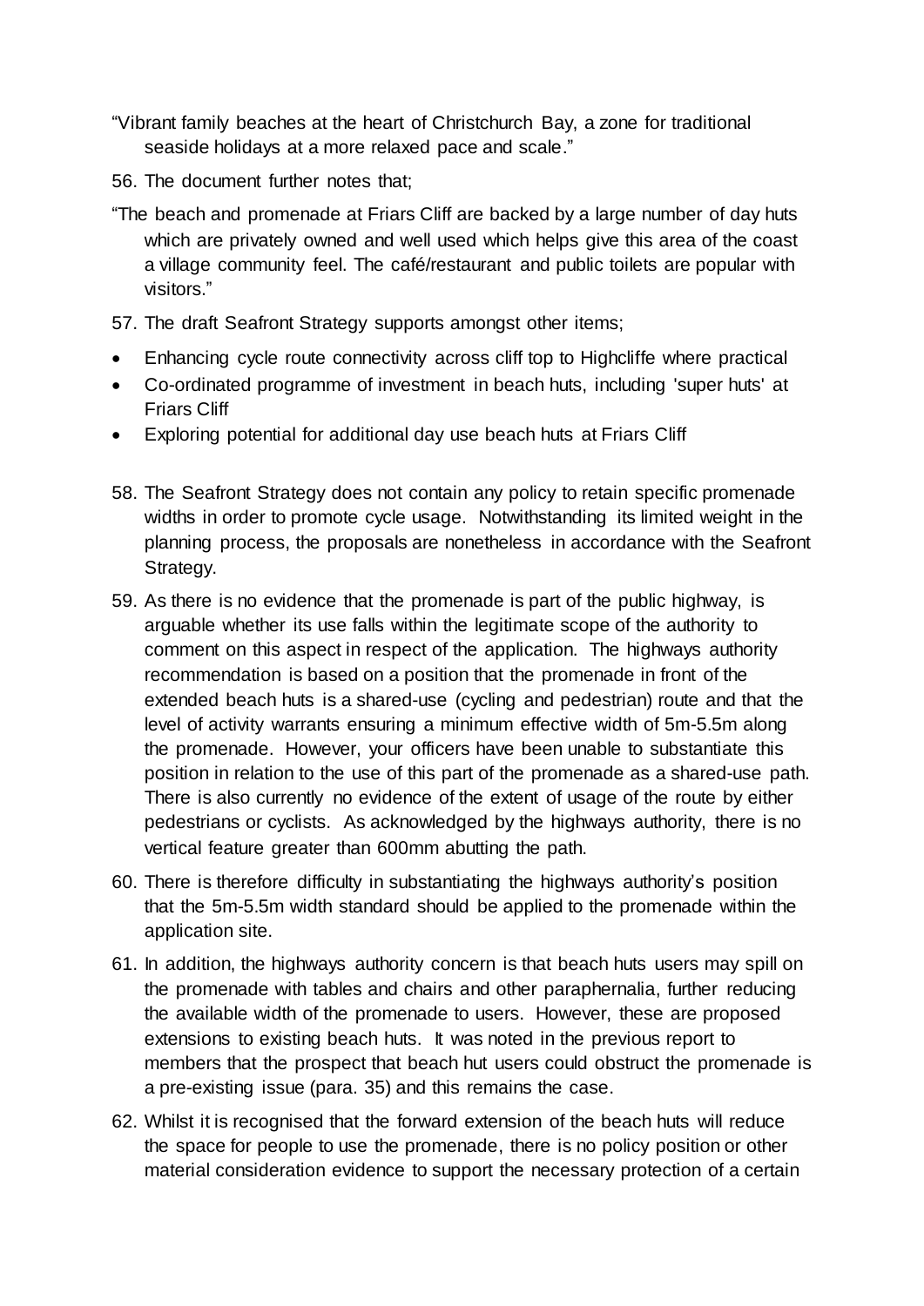"Vibrant family beaches at the heart of Christchurch Bay, a zone for traditional seaside holidays at a more relaxed pace and scale."

56. The document further notes that;

"The beach and promenade at Friars Cliff are backed by a large number of day huts which are privately owned and well used which helps give this area of the coast a village community feel. The café/restaurant and public toilets are popular with visitors."

57. The draft Seafront Strategy supports amongst other items;

- Enhancing cycle route connectivity across cliff top to Highcliffe where practical
- Co-ordinated programme of investment in beach huts, including 'super huts' at Friars Cliff
- Exploring potential for additional day use beach huts at Friars Cliff

58. The Seafront Strategy does not contain any policy to retain specific promenade widths in order to promote cycle usage. Notwithstanding its limited weight in the planning process, the proposals are nonetheless in accordance with the Seafront Strategy.

59. As there is no evidence that the promenade is part of the public highway, is arguable whether its use falls within the legitimate scope of the authority to comment on this aspect in respect of the application. The highways authority recommendation is based on a position that the promenade in front of the extended beach huts is a shared-use (cycling and pedestrian) route and that the level of activity warrants ensuring a minimum effective width of 5m-5.5m along the promenade. However, your officers have been unable to substantiate this position in relation to the use of this part of the promenade as a shared-use path. There is also currently no evidence of the extent of usage of the route by either pedestrians or cyclists. As acknowledged by the highways authority, there is no vertical feature greater than 600mm abutting the path.

60. There is therefore difficulty in substantiating the highways authority's position that the 5m-5.5m width standard should be applied to the promenade within the application site.

61. In addition, the highways authority concern is that beach huts users may spill on the promenade with tables and chairs and other paraphernalia, further reducing the available width of the promenade to users. However, these are proposed extensions to existing beach huts. It was noted in the previous report to members that the prospect that beach hut users could obstruct the promenade is a pre-existing issue (para. 35) and this remains the case.

62. Whilst it is recognised that the forward extension of the beach huts will reduce the space for people to use the promenade, there is no policy position or other material consideration evidence to support the necessary protection of a certain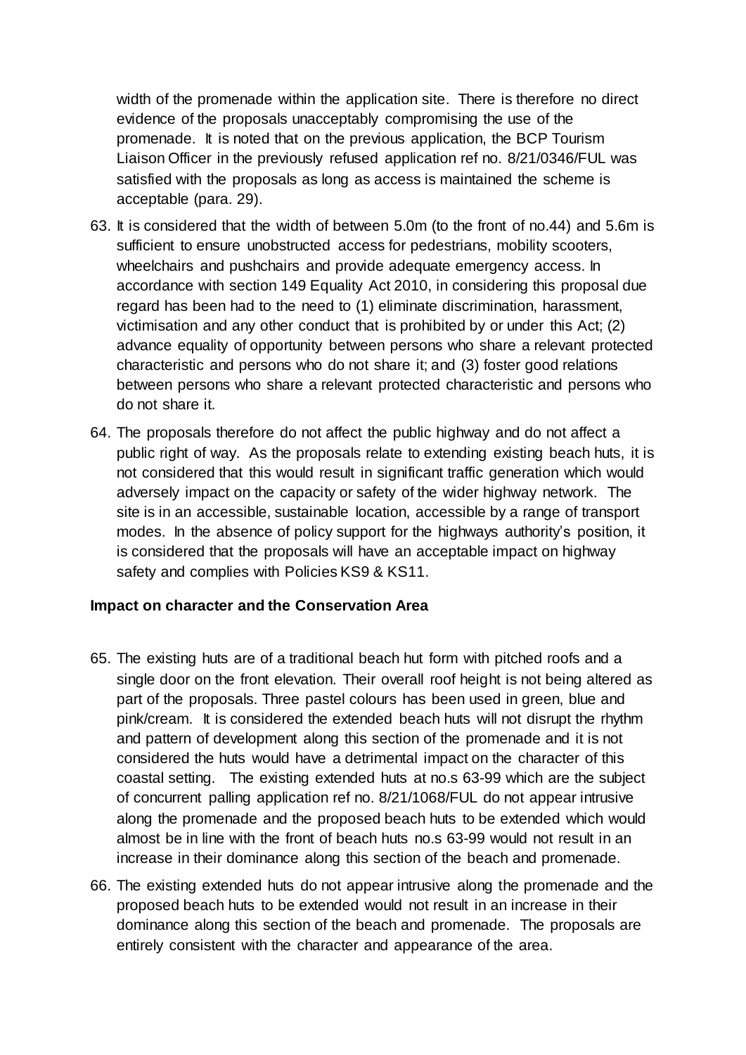width of the promenade within the application site. There is therefore no direct evidence of the proposals unacceptably compromising the use of the promenade. It is noted that on the previous application, the BCP Tourism Liaison Officer in the previously refused application ref no. 8/21/0346/FUL was satisfied with the proposals as long as access is maintained the scheme is acceptable (para. 29).

63. It is considered that the width of between 5.0m (to the front of no.44) and 5.6m is sufficient to ensure unobstructed access for pedestrians, mobility scooters, wheelchairs and pushchairs and provide adequate emergency access. In accordance with section 149 Equality Act 2010, in considering this proposal due regard has been had to the need to (1) eliminate discrimination, harassment, victimisation and any other conduct that is prohibited by or under this Act; (2) advance equality of opportunity between persons who share a relevant protected characteristic and persons who do not share it; and (3) foster good relations between persons who share a relevant protected characteristic and persons who do not share it.

64. The proposals therefore do not affect the public highway and do not affect a public right of way. As the proposals relate to extending existing beach huts, it is not considered that this would result in significant traffic generation which would adversely impact on the capacity or safety of the wider highway network. The site is in an accessible, sustainable location, accessible by a range of transport modes. In the absence of policy support for the highways authority's position, it is considered that the proposals will have an acceptable impact on highway safety and complies with Policies KS9 & KS11.

**Impact on character and the Conservation Area**

65. The existing huts are of a traditional beach hut form with pitched roofs and a single door on the front elevation. Their overall roof height is not being altered as part of the proposals. Three pastel colours has been used in green, blue and pink/cream. It is considered the extended beach huts will not disrupt the rhythm and pattern of development along this section of the promenade and it is not considered the huts would have a detrimental impact on the character of this coastal setting. The existing extended huts at no.s 63-99 which are the subject of concurrent palling application ref no. 8/21/1068/FUL do not appear intrusive along the promenade and the proposed beach huts to be extended which would almost be in line with the front of beach huts no.s 63-99 would not result in an increase in their dominance along this section of the beach and promenade.

66. The existing extended huts do not appear intrusive along the promenade and the proposed beach huts to be extended would not result in an increase in their dominance along this section of the beach and promenade. The proposals are entirely consistent with the character and appearance of the area.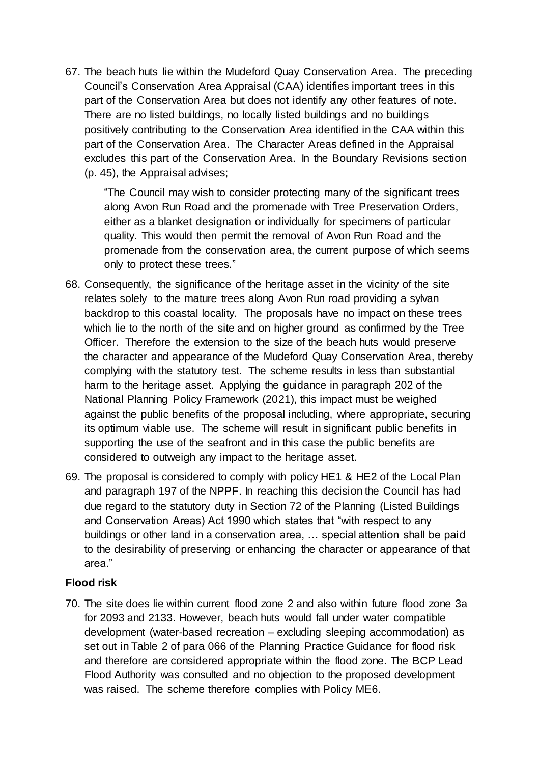67. The beach huts lie within the Mudeford Quay Conservation Area. The preceding Council's Conservation Area Appraisal (CAA) identifies important trees in this part of the Conservation Area but does not identify any other features of note. There are no listed buildings, no locally listed buildings and no buildings positively contributing to the Conservation Area identified in the CAA within this part of the Conservation Area. The Character Areas defined in the Appraisal excludes this part of the Conservation Area. In the Boundary Revisions section (p. 45), the Appraisal advises;

   "The Council may wish to consider protecting many of the significant trees along Avon Run Road and the promenade with Tree Preservation Orders, either as a blanket designation or individually for specimens of particular quality. This would then permit the removal of Avon Run Road and the promenade from the conservation area, the current purpose of which seems only to protect these trees."

68. Consequently, the significance of the heritage asset in the vicinity of the site relates solely to the mature trees along Avon Run road providing a sylvan backdrop to this coastal locality. The proposals have no impact on these trees which lie to the north of the site and on higher ground as confirmed by the Tree Officer. Therefore the extension to the size of the beach huts would preserve the character and appearance of the Mudeford Quay Conservation Area, thereby complying with the statutory test. The scheme results in less than substantial harm to the heritage asset. Applying the guidance in paragraph 202 of the National Planning Policy Framework (2021), this impact must be weighed against the public benefits of the proposal including, where appropriate, securing its optimum viable use. The scheme will result in significant public benefits in supporting the use of the seafront and in this case the public benefits are considered to outweigh any impact to the heritage asset.

69. The proposal is considered to comply with policy HE1 & HE2 of the Local Plan and paragraph 197 of the NPPF. In reaching this decision the Council has had due regard to the statutory duty in Section 72 of the Planning (Listed Buildings and Conservation Areas) Act 1990 which states that "with respect to any buildings or other land in a conservation area, … special attention shall be paid to the desirability of preserving or enhancing the character or appearance of that area."

**Flood risk**

70. The site does lie within current flood zone 2 and also within future flood zone 3a for 2093 and 2133. However, beach huts would fall under water compatible development (water-based recreation – excluding sleeping accommodation) as set out in Table 2 of para 066 of the Planning Practice Guidance for flood risk and therefore are considered appropriate within the flood zone. The BCP Lead Flood Authority was consulted and no objection to the proposed development was raised. The scheme therefore complies with Policy ME6.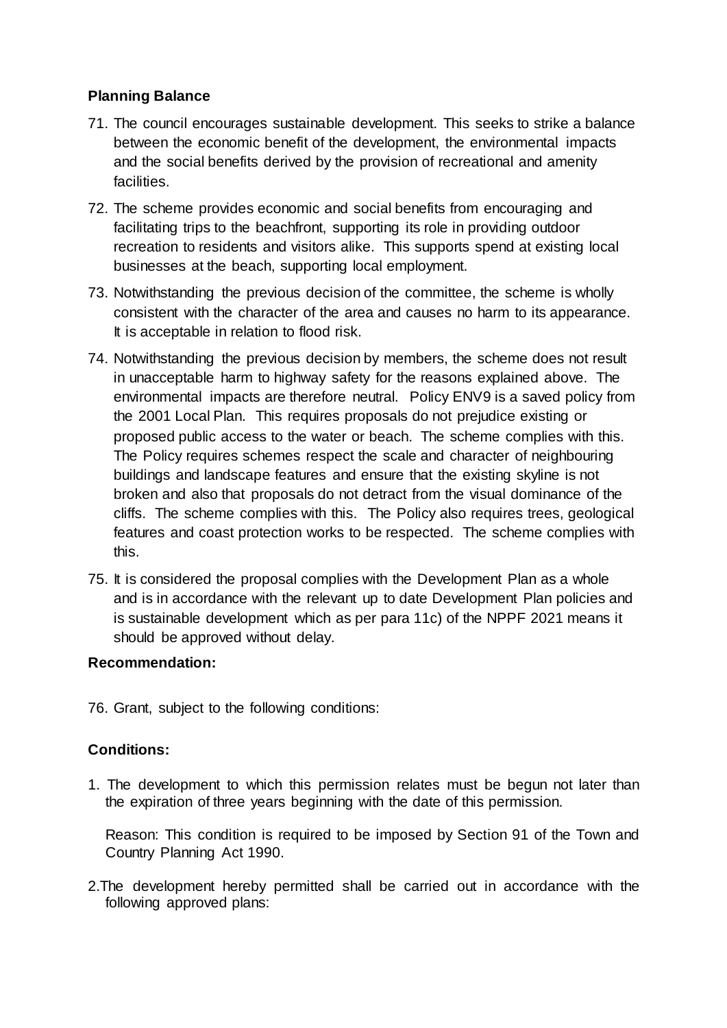**Planning Balance**

71. The council encourages sustainable development. This seeks to strike a balance between the economic benefit of the development, the environmental impacts and the social benefits derived by the provision of recreational and amenity facilities.

72. The scheme provides economic and social benefits from encouraging and facilitating trips to the beachfront, supporting its role in providing outdoor recreation to residents and visitors alike. This supports spend at existing local businesses at the beach, supporting local employment.

73. Notwithstanding the previous decision of the committee, the scheme is wholly consistent with the character of the area and causes no harm to its appearance. It is acceptable in relation to flood risk.

74. Notwithstanding the previous decision by members, the scheme does not result in unacceptable harm to highway safety for the reasons explained above. The environmental impacts are therefore neutral. Policy ENV9 is a saved policy from the 2001 Local Plan. This requires proposals do not prejudice existing or proposed public access to the water or beach. The scheme complies with this. The Policy requires schemes respect the scale and character of neighbouring buildings and landscape features and ensure that the existing skyline is not broken and also that proposals do not detract from the visual dominance of the cliffs. The scheme complies with this. The Policy also requires trees, geological features and coast protection works to be respected. The scheme complies with this.

75. It is considered the proposal complies with the Development Plan as a whole and is in accordance with the relevant up to date Development Plan policies and is sustainable development which as per para 11c) of the NPPF 2021 means it should be approved without delay.

**Recommendation:**

76. Grant, subject to the following conditions:

**Conditions:**

1. The development to which this permission relates must be begun not later than the expiration of three years beginning with the date of this permission.

   Reason: This condition is required to be imposed by Section 91 of the Town and Country Planning Act 1990.

2. The development hereby permitted shall be carried out in accordance with the following approved plans: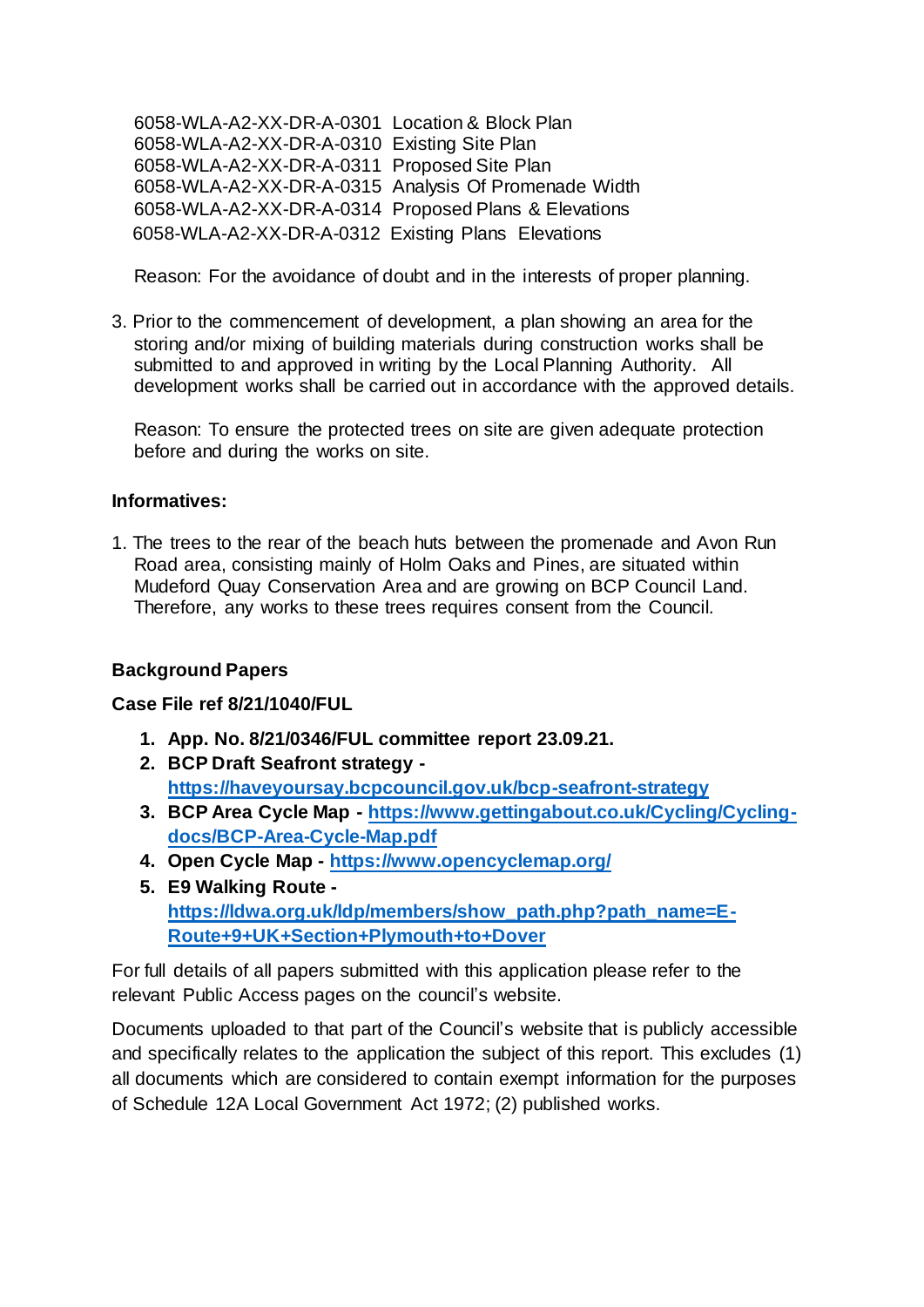6058-WLA-A2-XX-DR-A-0301 Location & Block Plan
6058-WLA-A2-XX-DR-A-0310 Existing Site Plan
6058-WLA-A2-XX-DR-A-0311 Proposed Site Plan
6058-WLA-A2-XX-DR-A-0315 Analysis Of Promenade Width
6058-WLA-A2-XX-DR-A-0314 Proposed Plans & Elevations
6058-WLA-A2-XX-DR-A-0312 Existing Plans Elevations

Reason: For the avoidance of doubt and in the interests of proper planning.

3. Prior to the commencement of development, a plan showing an area for the storing and/or mixing of building materials during construction works shall be submitted to and approved in writing by the Local Planning Authority. All development works shall be carried out in accordance with the approved details.

   Reason: To ensure the protected trees on site are given adequate protection before and during the works on site.

**Informatives:**

1. The trees to the rear of the beach huts between the promenade and Avon Run Road area, consisting mainly of Holm Oaks and Pines, are situated within Mudeford Quay Conservation Area and are growing on BCP Council Land. Therefore, any works to these trees requires consent from the Council.

**Background Papers**

**Case File ref 8/21/1040/FUL**

1. **App. No. 8/21/0346/FUL committee report 23.09.21.**
2. **BCP Draft Seafront strategy - https://haveyoursay.bcpcouncil.gov.uk/bcp-seafront-strategy**
3. **BCP Area Cycle Map - https://www.gettingabout.co.uk/Cycling/Cycling-docs/BCP-Area-Cycle-Map.pdf**
4. **Open Cycle Map - https://www.opencyclemap.org/**
5. **E9 Walking Route - https://ldwa.org.uk/ldp/members/show_path.php?path_name=E-Route+9+UK+Section+Plymouth+to+Dover**

For full details of all papers submitted with this application please refer to the relevant Public Access pages on the council's website.

Documents uploaded to that part of the Council's website that is publicly accessible and specifically relates to the application the subject of this report. This excludes (1) all documents which are considered to contain exempt information for the purposes of Schedule 12A Local Government Act 1972; (2) published works.